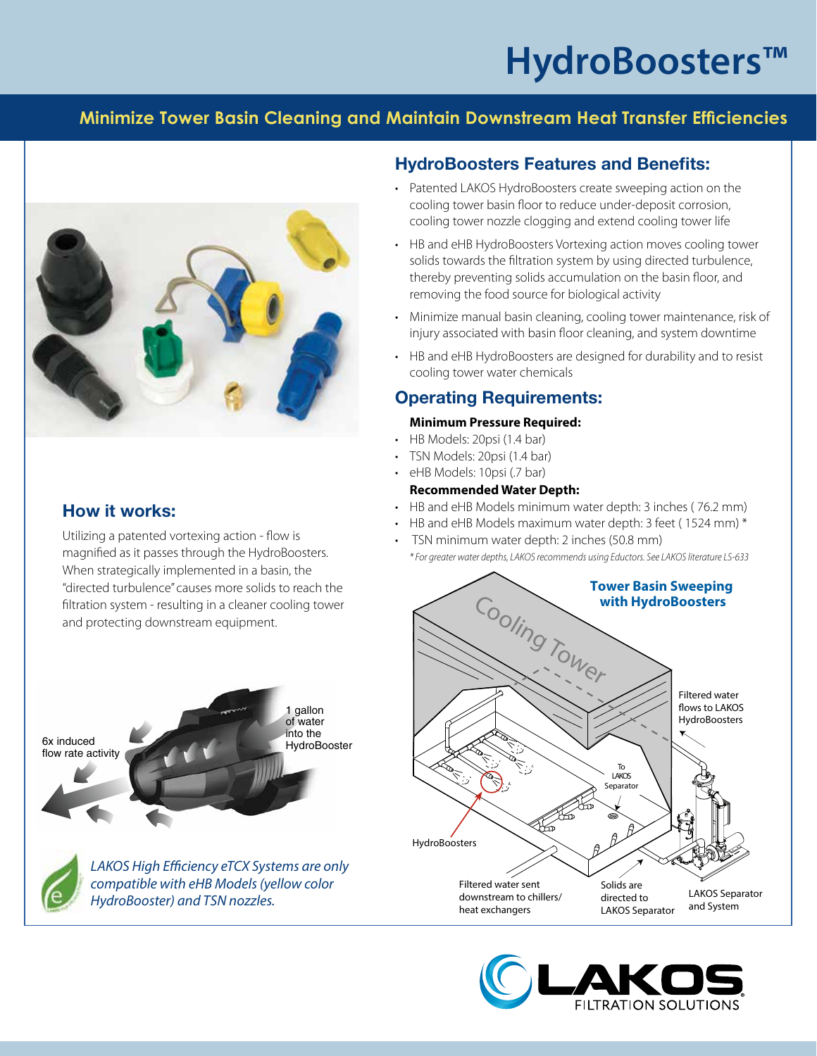# HydroBoosters™

## Minimize Tower Basin Cleaning and Maintain Downstream Heat Transfer Efficiencies

### How it works:

Utilizing a patented vortexing action - flow is magnified as it passes through the HydroBoosters. When strategically implemented in a basin, the "directed turbulence" causes more solids to reach the filtration system - resulting in a cleaner cooling tower and protecting downstream equipment.

6x induced flow rate activity

1 gallon of water into the HydroBooster

*LAKOS High Efficiency eTCX Systems are only compatible with eHB Models (yellow color HydroBooster) and TSN nozzles.*

### HydroBoosters Features and Benefits:

- Patented LAKOS HydroBoosters create sweeping action on the cooling tower basin floor to reduce under-deposit corrosion, cooling tower nozzle clogging and extend cooling tower life
- HB and eHB HydroBoosters Vortexing action moves cooling tower solids towards the filtration system by using directed turbulence, thereby preventing solids accumulation on the basin floor, and removing the food source for biological activity
- Minimize manual basin cleaning, cooling tower maintenance, risk of injury associated with basin floor cleaning, and system downtime
- HB and eHB HydroBoosters are designed for durability and to resist cooling tower water chemicals

### Operating Requirements:

**Minimum Pressure Required:**

- HB Models: 20psi (1.4 bar)
- TSN Models: 20psi (1.4 bar)
- eHB Models: 10psi (.7 bar)

**Recommended Water Depth:**

- HB and eHB Models minimum water depth: 3 inches ( 76.2 mm)
- HB and eHB Models maximum water depth: 3 feet ( 1524 mm) *
- TSN minimum water depth: 2 inches (50.8 mm)

*\* For greater water depths, LAKOS recommends using Eductors. See LAKOS literature LS-633*

**Tower Basin Sweeping with HydroBoosters**

Cooling Tower

Filtered water flows to LAKOS HydroBoosters

To LAKOS Separator

HydroBoosters

Filtered water sent downstream to chillers/ heat exchangers

Solids are directed to LAKOS Separator

LAKOS Separator and System

LAKOS FILTRATION SOLUTIONS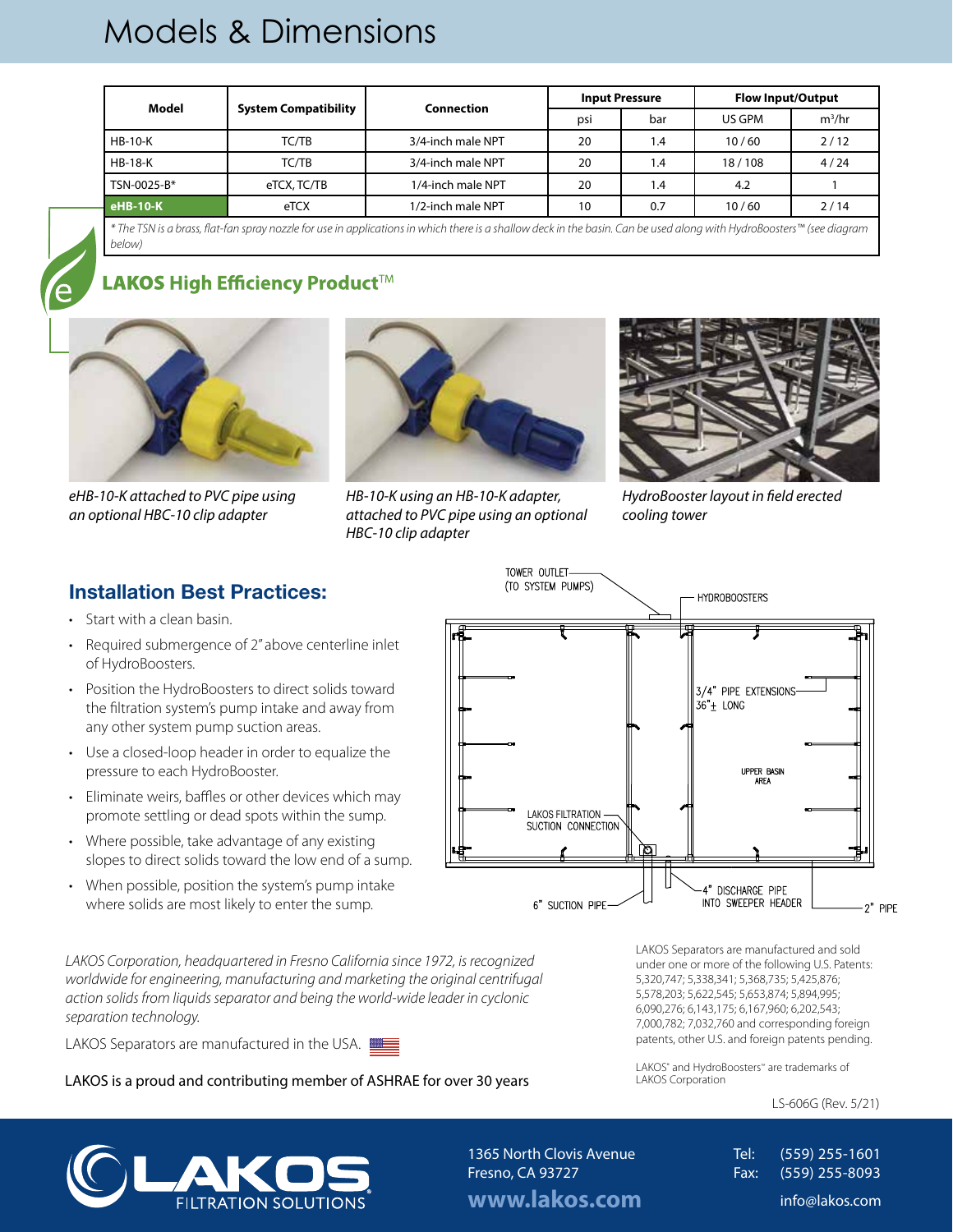# Models & Dimensions

| Model | System Compatibility | Connection | Input Pressure | | Flow Input/Output | |
|---|---|---|---|---|---|---|
| | | | psi | bar | US GPM | m³/hr |
| HB-10-K | TC/TB | 3/4-inch male NPT | 20 | 1.4 | 10 / 60 | 2 / 12 |
| HB-18-K | TC/TB | 3/4-inch male NPT | 20 | 1.4 | 18 / 108 | 4 / 24 |
| TSN-0025-B* | eTCX, TC/TB | 1/4-inch male NPT | 20 | 1.4 | 4.2 | 1 |
| **eHB-10-K** | eTCX | 1/2-inch male NPT | 10 | 0.7 | 10 / 60 | 2 / 14 |

*\* The TSN is a brass, flat-fan spray nozzle for use in applications in which there is a shallow deck in the basin. Can be used along with HydroBoosters™ (see diagram below)*

**LAKOS High Efficiency Product™**

*eHB-10-K attached to PVC pipe using an optional HBC-10 clip adapter*

*HB-10-K using an HB-10-K adapter, attached to PVC pipe using an optional HBC-10 clip adapter*

*HydroBooster layout in field erected cooling tower*

## Installation Best Practices:

- Start with a clean basin.
- Required submergence of 2" above centerline inlet of HydroBoosters.
- Position the HydroBoosters to direct solids toward the filtration system's pump intake and away from any other system pump suction areas.
- Use a closed-loop header in order to equalize the pressure to each HydroBooster.
- Eliminate weirs, baffles or other devices which may promote settling or dead spots within the sump.
- Where possible, take advantage of any existing slopes to direct solids toward the low end of a sump.
- When possible, position the system's pump intake where solids are most likely to enter the sump.

TOWER OUTLET (TO SYSTEM PUMPS)
HYDROBOOSTERS
3/4" PIPE EXTENSIONS 36"± LONG
UPPER BASIN AREA
LAKOS FILTRATION SUCTION CONNECTION
6" SUCTION PIPE
4" DISCHARGE PIPE INTO SWEEPER HEADER
2" PIPE

*LAKOS Corporation, headquartered in Fresno California since 1972, is recognized worldwide for engineering, manufacturing and marketing the original centrifugal action solids from liquids separator and being the world-wide leader in cyclonic separation technology.*

LAKOS Separators are manufactured in the USA.

LAKOS is a proud and contributing member of ASHRAE for over 30 years

LAKOS Separators are manufactured and sold under one or more of the following U.S. Patents: 5,320,747; 5,338,341; 5,368,735; 5,425,876; 5,578,203; 5,622,545; 5,653,874; 5,894,995; 6,090,276; 6,143,175; 6,167,960; 6,202,543; 7,000,782; 7,032,760 and corresponding foreign patents, other U.S. and foreign patents pending.

LAKOS® and HydroBoosters™ are trademarks of LAKOS Corporation

LS-606G (Rev. 5/21)

LAKOS FILTRATION SOLUTIONS

1365 North Clovis Avenue
Fresno, CA 93727
**www.lakos.com**

Tel: (559) 255-1601
Fax: (559) 255-8093
info@lakos.com